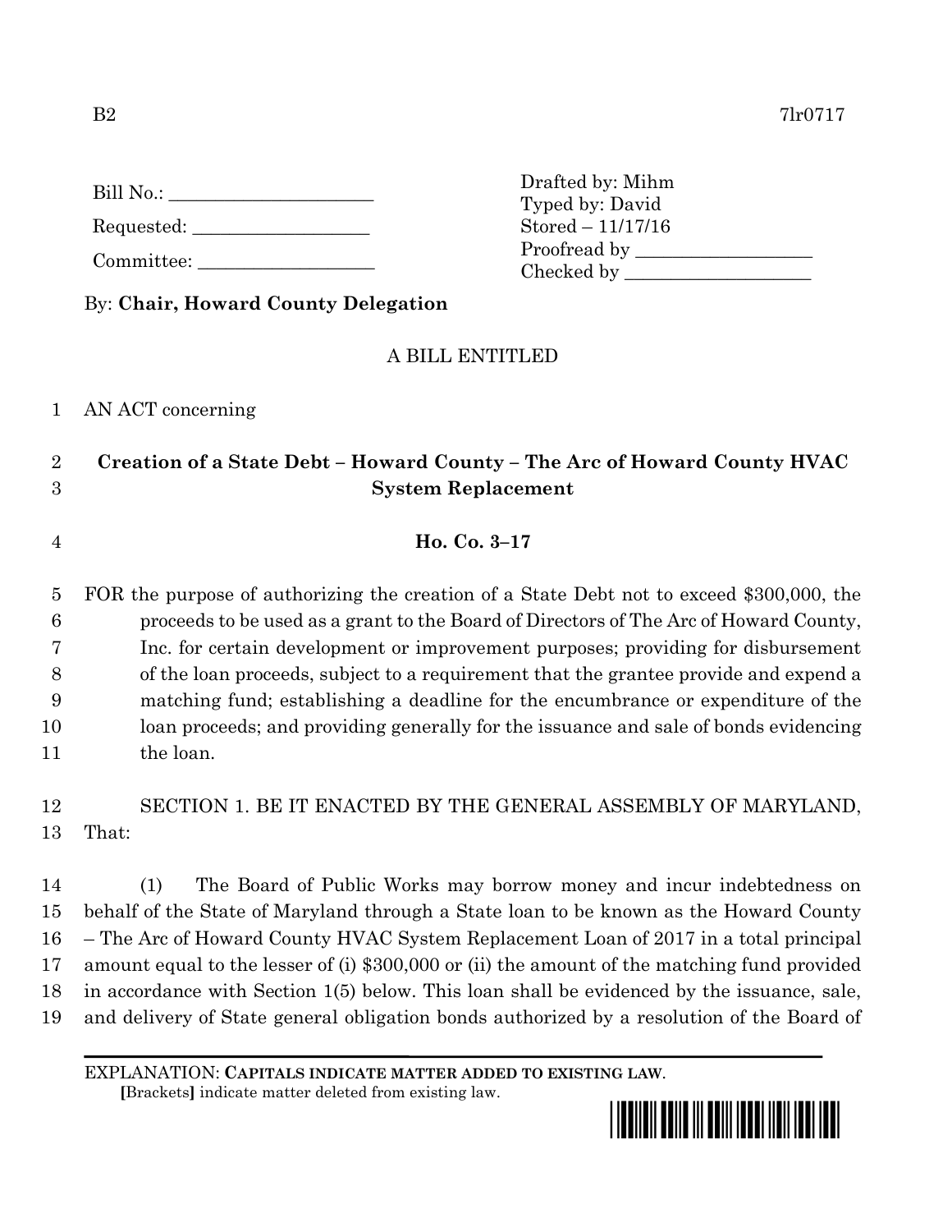B2 7lr0717

Bill No.: ______________________

Requested: ___________________

Committee: ___________________

Drafted by: Mihm
Typed by: David
Stored – 11/17/16
Proofread by ___________________
Checked by ____________________

By: **Chair, Howard County Delegation**

A BILL ENTITLED

AN ACT concerning

**Creation of a State Debt – Howard County – The Arc of Howard County HVAC System Replacement**

**Ho. Co. 3–17**

FOR the purpose of authorizing the creation of a State Debt not to exceed $300,000, the proceeds to be used as a grant to the Board of Directors of The Arc of Howard County, Inc. for certain development or improvement purposes; providing for disbursement of the loan proceeds, subject to a requirement that the grantee provide and expend a matching fund; establishing a deadline for the encumbrance or expenditure of the loan proceeds; and providing generally for the issuance and sale of bonds evidencing the loan.

SECTION 1. BE IT ENACTED BY THE GENERAL ASSEMBLY OF MARYLAND, That:

(1) The Board of Public Works may borrow money and incur indebtedness on behalf of the State of Maryland through a State loan to be known as the Howard County – The Arc of Howard County HVAC System Replacement Loan of 2017 in a total principal amount equal to the lesser of (i) $300,000 or (ii) the amount of the matching fund provided in accordance with Section 1(5) below. This loan shall be evidenced by the issuance, sale, and delivery of State general obligation bonds authorized by a resolution of the Board of

EXPLANATION: **CAPITALS INDICATE MATTER ADDED TO EXISTING LAW.**
**[**Brackets**]** indicate matter deleted from existing law.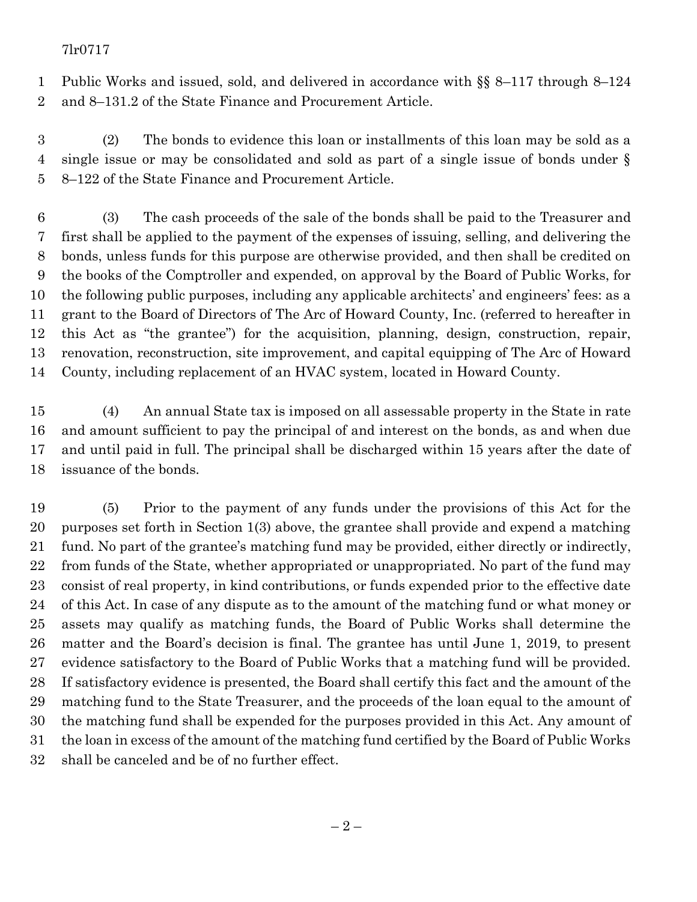Public Works and issued, sold, and delivered in accordance with §§ 8–117 through 8–124 and 8–131.2 of the State Finance and Procurement Article.

(2) The bonds to evidence this loan or installments of this loan may be sold as a single issue or may be consolidated and sold as part of a single issue of bonds under § 8–122 of the State Finance and Procurement Article.

(3) The cash proceeds of the sale of the bonds shall be paid to the Treasurer and first shall be applied to the payment of the expenses of issuing, selling, and delivering the bonds, unless funds for this purpose are otherwise provided, and then shall be credited on the books of the Comptroller and expended, on approval by the Board of Public Works, for the following public purposes, including any applicable architects' and engineers' fees: as a grant to the Board of Directors of The Arc of Howard County, Inc. (referred to hereafter in this Act as "the grantee") for the acquisition, planning, design, construction, repair, renovation, reconstruction, site improvement, and capital equipping of The Arc of Howard County, including replacement of an HVAC system, located in Howard County.

(4) An annual State tax is imposed on all assessable property in the State in rate and amount sufficient to pay the principal of and interest on the bonds, as and when due and until paid in full. The principal shall be discharged within 15 years after the date of issuance of the bonds.

(5) Prior to the payment of any funds under the provisions of this Act for the purposes set forth in Section 1(3) above, the grantee shall provide and expend a matching fund. No part of the grantee's matching fund may be provided, either directly or indirectly, from funds of the State, whether appropriated or unappropriated. No part of the fund may consist of real property, in kind contributions, or funds expended prior to the effective date of this Act. In case of any dispute as to the amount of the matching fund or what money or assets may qualify as matching funds, the Board of Public Works shall determine the matter and the Board's decision is final. The grantee has until June 1, 2019, to present evidence satisfactory to the Board of Public Works that a matching fund will be provided. If satisfactory evidence is presented, the Board shall certify this fact and the amount of the matching fund to the State Treasurer, and the proceeds of the loan equal to the amount of the matching fund shall be expended for the purposes provided in this Act. Any amount of the loan in excess of the amount of the matching fund certified by the Board of Public Works shall be canceled and be of no further effect.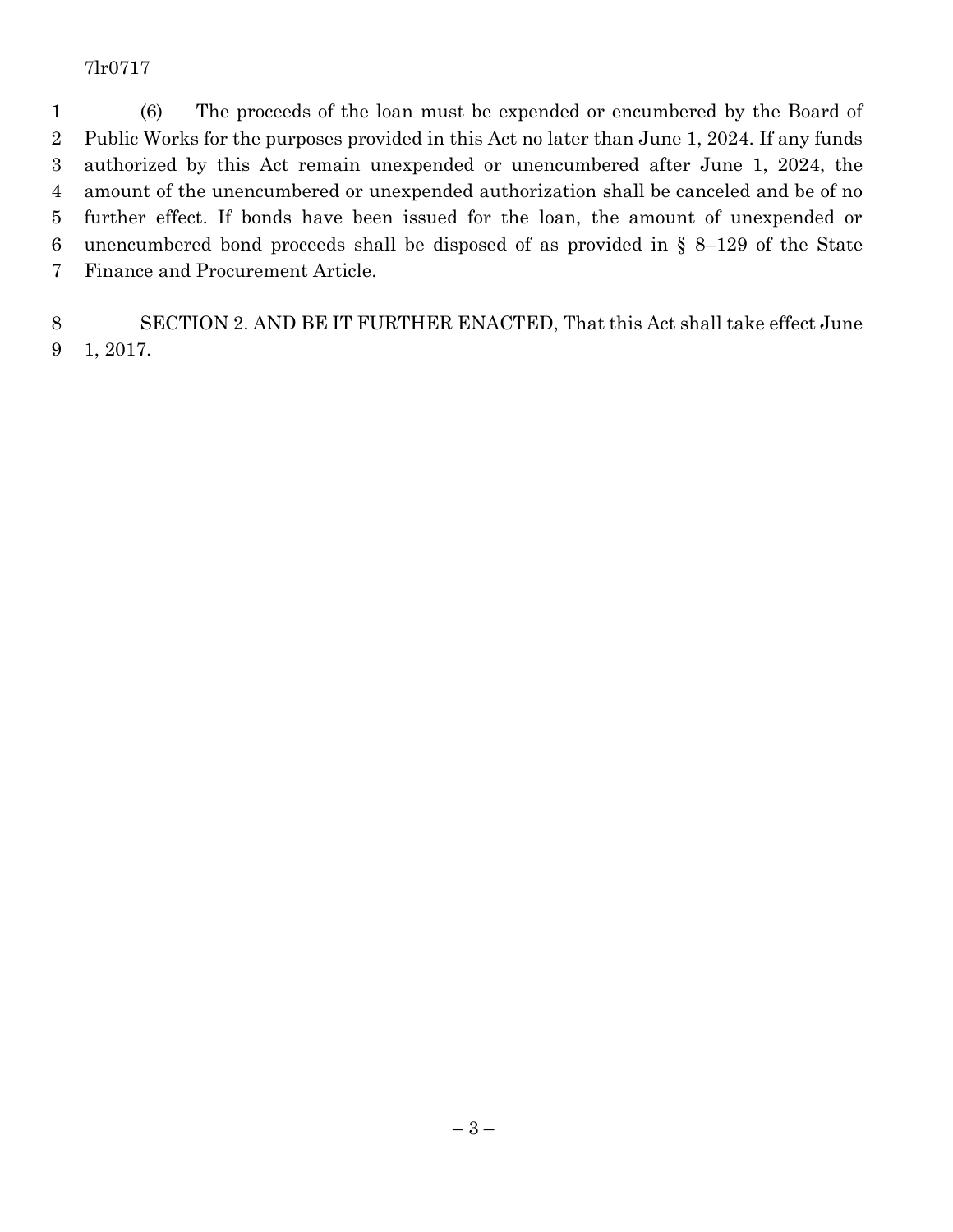(6) The proceeds of the loan must be expended or encumbered by the Board of Public Works for the purposes provided in this Act no later than June 1, 2024. If any funds authorized by this Act remain unexpended or unencumbered after June 1, 2024, the amount of the unencumbered or unexpended authorization shall be canceled and be of no further effect. If bonds have been issued for the loan, the amount of unexpended or unencumbered bond proceeds shall be disposed of as provided in § 8–129 of the State Finance and Procurement Article.

SECTION 2. AND BE IT FURTHER ENACTED, That this Act shall take effect June 1, 2017.